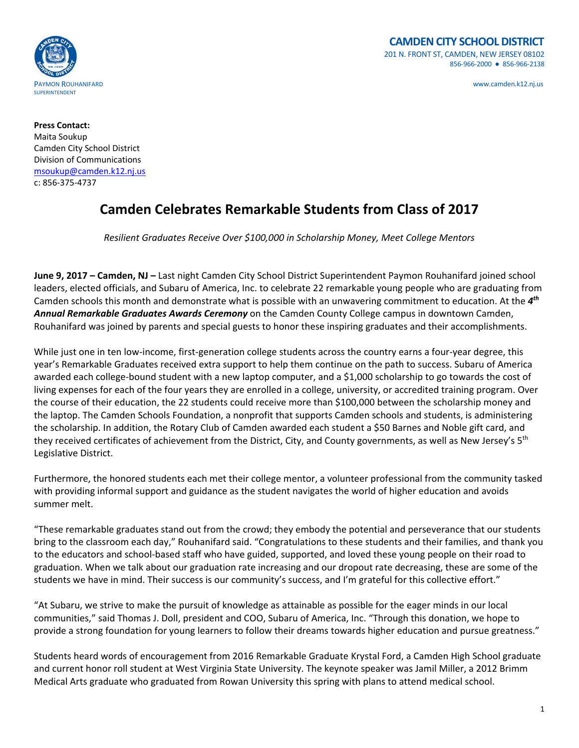PAYMON ROUHANIFARD
SUPERINTENDENT

**CAMDEN CITY SCHOOL DISTRICT**
201 N. FRONT ST, CAMDEN, NEW JERSEY 08102
856-966-2000 ● 856-966-2138

www.camden.k12.nj.us

**Press Contact:**
Maita Soukup
Camden City School District
Division of Communications
msoukup@camden.k12.nj.us
c: 856-375-4737

# Camden Celebrates Remarkable Students from Class of 2017

*Resilient Graduates Receive Over $100,000 in Scholarship Money, Meet College Mentors*

**June 9, 2017 – Camden, NJ –** Last night Camden City School District Superintendent Paymon Rouhanifard joined school leaders, elected officials, and Subaru of America, Inc. to celebrate 22 remarkable young people who are graduating from Camden schools this month and demonstrate what is possible with an unwavering commitment to education. At the ***4th Annual Remarkable Graduates Awards Ceremony*** on the Camden County College campus in downtown Camden, Rouhanifard was joined by parents and special guests to honor these inspiring graduates and their accomplishments.

While just one in ten low-income, first-generation college students across the country earns a four-year degree, this year's Remarkable Graduates received extra support to help them continue on the path to success. Subaru of America awarded each college-bound student with a new laptop computer, and a $1,000 scholarship to go towards the cost of living expenses for each of the four years they are enrolled in a college, university, or accredited training program. Over the course of their education, the 22 students could receive more than $100,000 between the scholarship money and the laptop. The Camden Schools Foundation, a nonprofit that supports Camden schools and students, is administering the scholarship. In addition, the Rotary Club of Camden awarded each student a $50 Barnes and Noble gift card, and they received certificates of achievement from the District, City, and County governments, as well as New Jersey's 5th Legislative District.

Furthermore, the honored students each met their college mentor, a volunteer professional from the community tasked with providing informal support and guidance as the student navigates the world of higher education and avoids summer melt.

"These remarkable graduates stand out from the crowd; they embody the potential and perseverance that our students bring to the classroom each day," Rouhanifard said. "Congratulations to these students and their families, and thank you to the educators and school-based staff who have guided, supported, and loved these young people on their road to graduation. When we talk about our graduation rate increasing and our dropout rate decreasing, these are some of the students we have in mind. Their success is our community's success, and I'm grateful for this collective effort."

"At Subaru, we strive to make the pursuit of knowledge as attainable as possible for the eager minds in our local communities," said Thomas J. Doll, president and COO, Subaru of America, Inc. "Through this donation, we hope to provide a strong foundation for young learners to follow their dreams towards higher education and pursue greatness."

Students heard words of encouragement from 2016 Remarkable Graduate Krystal Ford, a Camden High School graduate and current honor roll student at West Virginia State University. The keynote speaker was Jamil Miller, a 2012 Brimm Medical Arts graduate who graduated from Rowan University this spring with plans to attend medical school.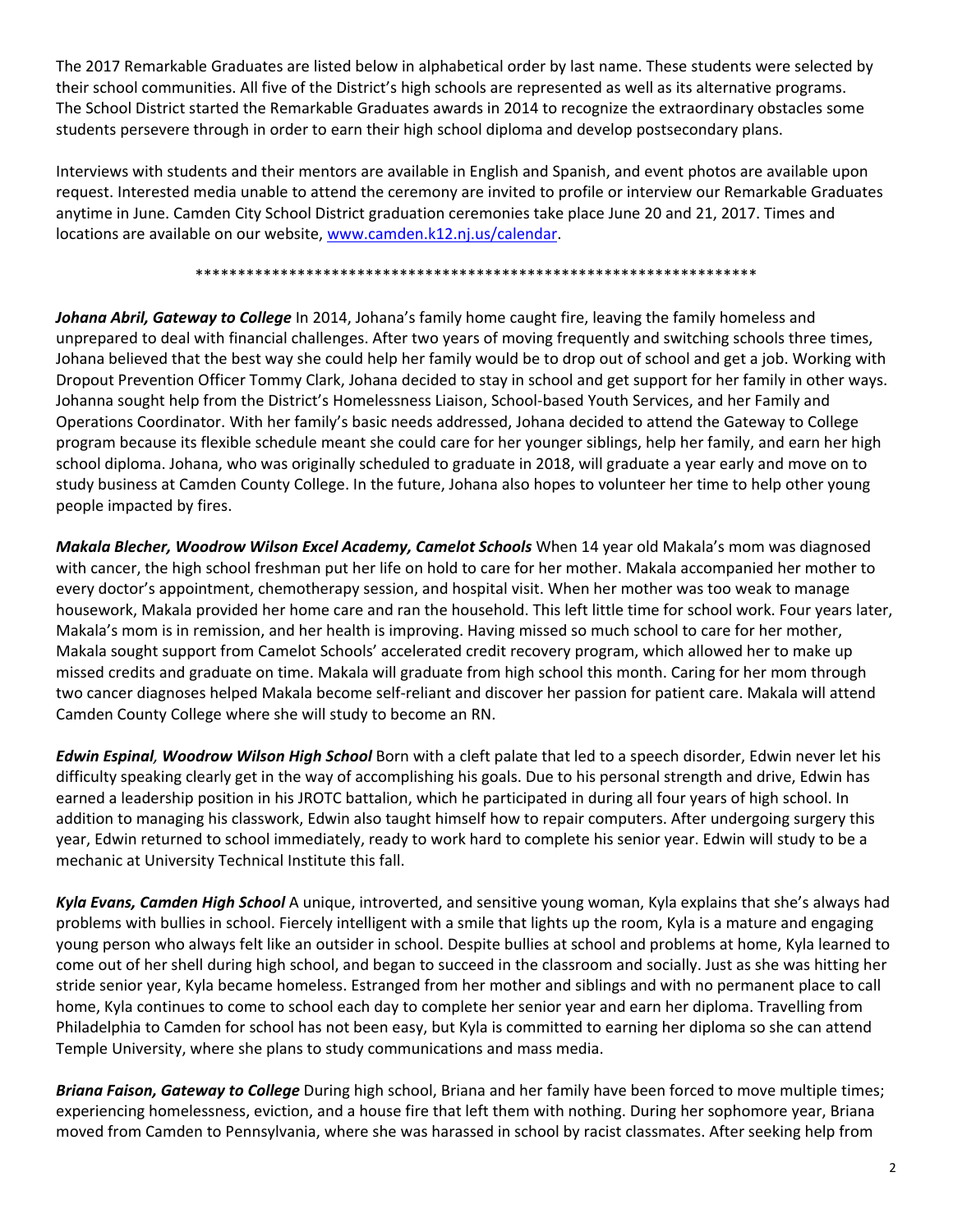The 2017 Remarkable Graduates are listed below in alphabetical order by last name. These students were selected by their school communities. All five of the District's high schools are represented as well as its alternative programs. The School District started the Remarkable Graduates awards in 2014 to recognize the extraordinary obstacles some students persevere through in order to earn their high school diploma and develop postsecondary plans.

Interviews with students and their mentors are available in English and Spanish, and event photos are available upon request. Interested media unable to attend the ceremony are invited to profile or interview our Remarkable Graduates anytime in June. Camden City School District graduation ceremonies take place June 20 and 21, 2017. Times and locations are available on our website, [www.camden.k12.nj.us/calendar](www.camden.k12.nj.us/calendar).

*******************************************************************

***Johana Abril, Gateway to College*** In 2014, Johana's family home caught fire, leaving the family homeless and unprepared to deal with financial challenges. After two years of moving frequently and switching schools three times, Johana believed that the best way she could help her family would be to drop out of school and get a job. Working with Dropout Prevention Officer Tommy Clark, Johana decided to stay in school and get support for her family in other ways. Johanna sought help from the District's Homelessness Liaison, School-based Youth Services, and her Family and Operations Coordinator. With her family's basic needs addressed, Johana decided to attend the Gateway to College program because its flexible schedule meant she could care for her younger siblings, help her family, and earn her high school diploma. Johana, who was originally scheduled to graduate in 2018, will graduate a year early and move on to study business at Camden County College. In the future, Johana also hopes to volunteer her time to help other young people impacted by fires.

***Makala Blecher, Woodrow Wilson Excel Academy, Camelot Schools*** When 14 year old Makala's mom was diagnosed with cancer, the high school freshman put her life on hold to care for her mother. Makala accompanied her mother to every doctor's appointment, chemotherapy session, and hospital visit. When her mother was too weak to manage housework, Makala provided her home care and ran the household. This left little time for school work. Four years later, Makala's mom is in remission, and her health is improving. Having missed so much school to care for her mother, Makala sought support from Camelot Schools' accelerated credit recovery program, which allowed her to make up missed credits and graduate on time. Makala will graduate from high school this month. Caring for her mom through two cancer diagnoses helped Makala become self-reliant and discover her passion for patient care. Makala will attend Camden County College where she will study to become an RN.

***Edwin Espinal, Woodrow Wilson High School*** Born with a cleft palate that led to a speech disorder, Edwin never let his difficulty speaking clearly get in the way of accomplishing his goals. Due to his personal strength and drive, Edwin has earned a leadership position in his JROTC battalion, which he participated in during all four years of high school. In addition to managing his classwork, Edwin also taught himself how to repair computers. After undergoing surgery this year, Edwin returned to school immediately, ready to work hard to complete his senior year. Edwin will study to be a mechanic at University Technical Institute this fall.

***Kyla Evans, Camden High School*** A unique, introverted, and sensitive young woman, Kyla explains that she's always had problems with bullies in school. Fiercely intelligent with a smile that lights up the room, Kyla is a mature and engaging young person who always felt like an outsider in school. Despite bullies at school and problems at home, Kyla learned to come out of her shell during high school, and began to succeed in the classroom and socially. Just as she was hitting her stride senior year, Kyla became homeless. Estranged from her mother and siblings and with no permanent place to call home, Kyla continues to come to school each day to complete her senior year and earn her diploma. Travelling from Philadelphia to Camden for school has not been easy, but Kyla is committed to earning her diploma so she can attend Temple University, where she plans to study communications and mass media.

***Briana Faison, Gateway to College*** During high school, Briana and her family have been forced to move multiple times; experiencing homelessness, eviction, and a house fire that left them with nothing. During her sophomore year, Briana moved from Camden to Pennsylvania, where she was harassed in school by racist classmates. After seeking help from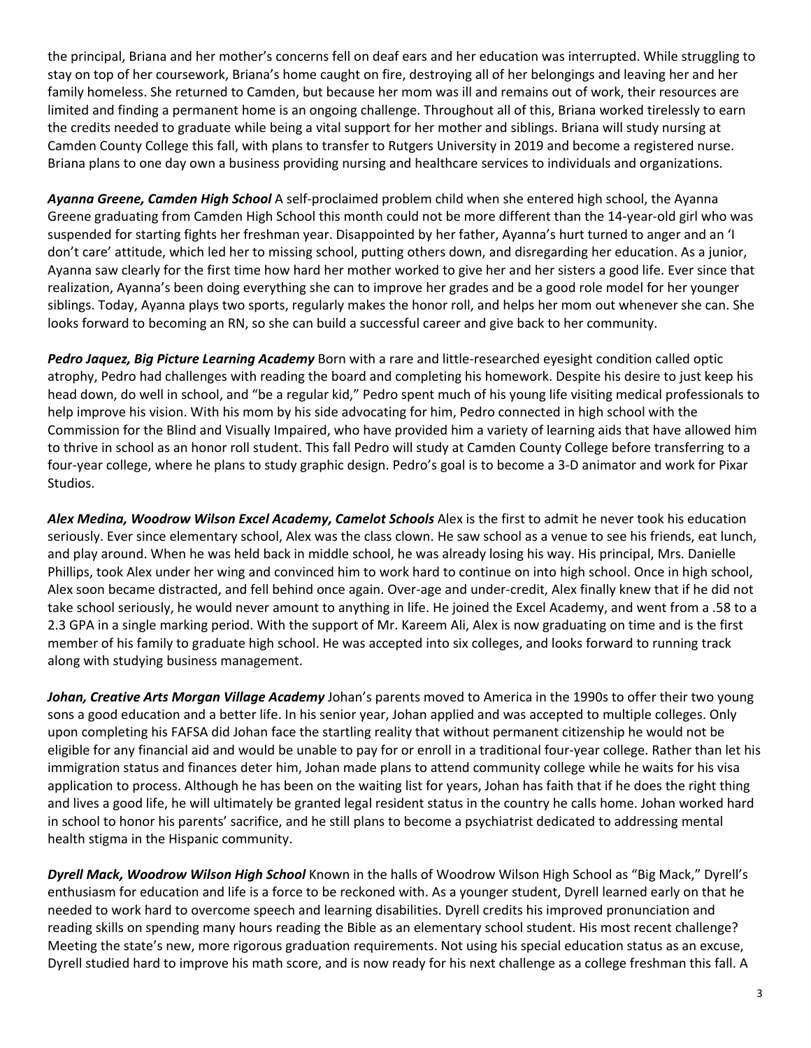the principal, Briana and her mother's concerns fell on deaf ears and her education was interrupted. While struggling to stay on top of her coursework, Briana's home caught on fire, destroying all of her belongings and leaving her and her family homeless. She returned to Camden, but because her mom was ill and remains out of work, their resources are limited and finding a permanent home is an ongoing challenge. Throughout all of this, Briana worked tirelessly to earn the credits needed to graduate while being a vital support for her mother and siblings. Briana will study nursing at Camden County College this fall, with plans to transfer to Rutgers University in 2019 and become a registered nurse. Briana plans to one day own a business providing nursing and healthcare services to individuals and organizations.

***Ayanna Greene, Camden High School*** A self-proclaimed problem child when she entered high school, the Ayanna Greene graduating from Camden High School this month could not be more different than the 14-year-old girl who was suspended for starting fights her freshman year. Disappointed by her father, Ayanna's hurt turned to anger and an 'I don't care' attitude, which led her to missing school, putting others down, and disregarding her education. As a junior, Ayanna saw clearly for the first time how hard her mother worked to give her and her sisters a good life. Ever since that realization, Ayanna's been doing everything she can to improve her grades and be a good role model for her younger siblings. Today, Ayanna plays two sports, regularly makes the honor roll, and helps her mom out whenever she can. She looks forward to becoming an RN, so she can build a successful career and give back to her community.

***Pedro Jaquez, Big Picture Learning Academy*** Born with a rare and little-researched eyesight condition called optic atrophy, Pedro had challenges with reading the board and completing his homework. Despite his desire to just keep his head down, do well in school, and "be a regular kid," Pedro spent much of his young life visiting medical professionals to help improve his vision. With his mom by his side advocating for him, Pedro connected in high school with the Commission for the Blind and Visually Impaired, who have provided him a variety of learning aids that have allowed him to thrive in school as an honor roll student. This fall Pedro will study at Camden County College before transferring to a four-year college, where he plans to study graphic design. Pedro's goal is to become a 3-D animator and work for Pixar Studios.

***Alex Medina, Woodrow Wilson Excel Academy, Camelot Schools*** Alex is the first to admit he never took his education seriously. Ever since elementary school, Alex was the class clown. He saw school as a venue to see his friends, eat lunch, and play around. When he was held back in middle school, he was already losing his way. His principal, Mrs. Danielle Phillips, took Alex under her wing and convinced him to work hard to continue on into high school. Once in high school, Alex soon became distracted, and fell behind once again. Over-age and under-credit, Alex finally knew that if he did not take school seriously, he would never amount to anything in life. He joined the Excel Academy, and went from a .58 to a 2.3 GPA in a single marking period. With the support of Mr. Kareem Ali, Alex is now graduating on time and is the first member of his family to graduate high school. He was accepted into six colleges, and looks forward to running track along with studying business management.

***Johan, Creative Arts Morgan Village Academy*** Johan's parents moved to America in the 1990s to offer their two young sons a good education and a better life. In his senior year, Johan applied and was accepted to multiple colleges. Only upon completing his FAFSA did Johan face the startling reality that without permanent citizenship he would not be eligible for any financial aid and would be unable to pay for or enroll in a traditional four-year college. Rather than let his immigration status and finances deter him, Johan made plans to attend community college while he waits for his visa application to process. Although he has been on the waiting list for years, Johan has faith that if he does the right thing and lives a good life, he will ultimately be granted legal resident status in the country he calls home. Johan worked hard in school to honor his parents' sacrifice, and he still plans to become a psychiatrist dedicated to addressing mental health stigma in the Hispanic community.

***Dyrell Mack, Woodrow Wilson High School*** Known in the halls of Woodrow Wilson High School as "Big Mack," Dyrell's enthusiasm for education and life is a force to be reckoned with. As a younger student, Dyrell learned early on that he needed to work hard to overcome speech and learning disabilities. Dyrell credits his improved pronunciation and reading skills on spending many hours reading the Bible as an elementary school student. His most recent challenge? Meeting the state's new, more rigorous graduation requirements. Not using his special education status as an excuse, Dyrell studied hard to improve his math score, and is now ready for his next challenge as a college freshman this fall. A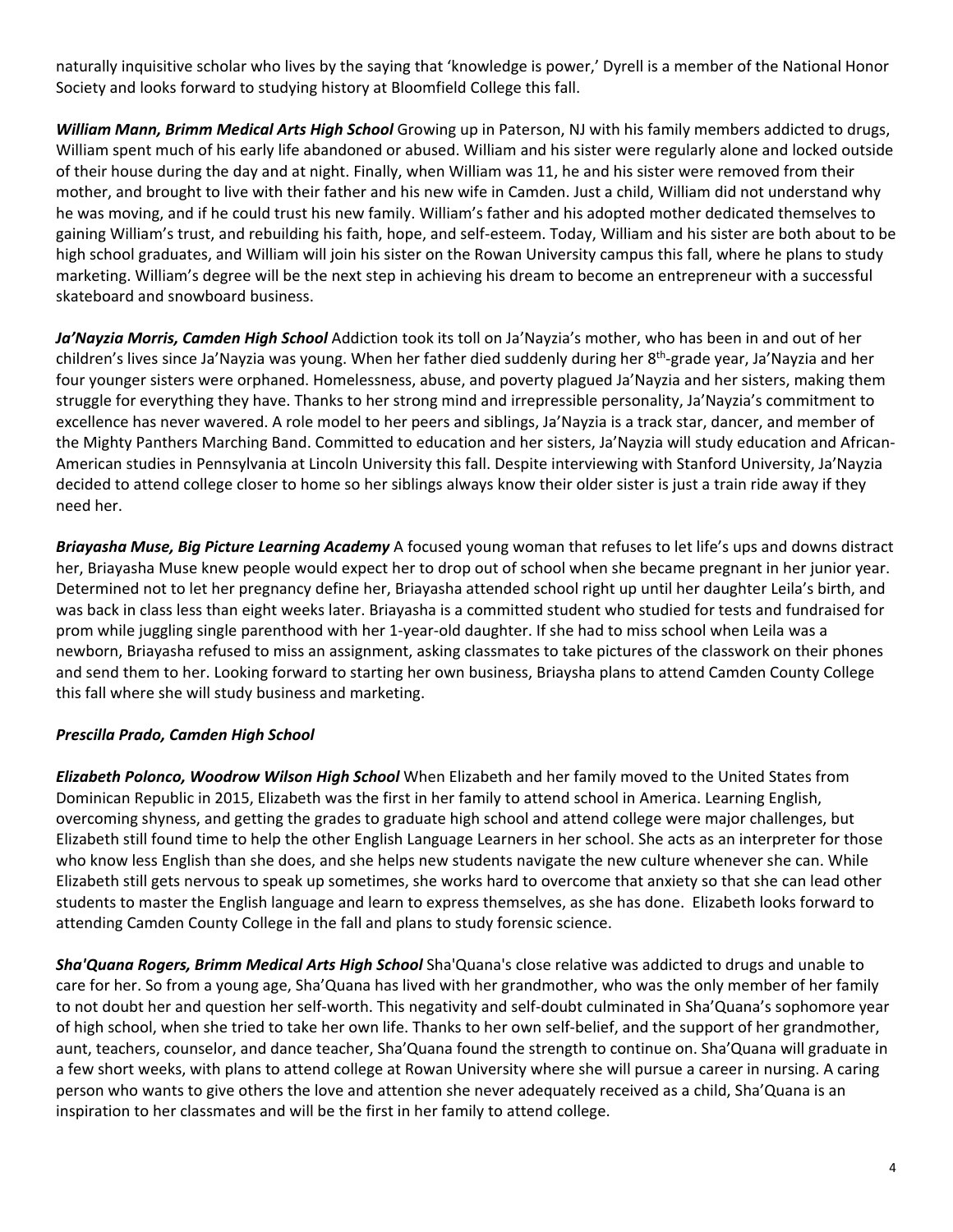naturally inquisitive scholar who lives by the saying that 'knowledge is power,' Dyrell is a member of the National Honor Society and looks forward to studying history at Bloomfield College this fall.

***William Mann, Brimm Medical Arts High School*** Growing up in Paterson, NJ with his family members addicted to drugs, William spent much of his early life abandoned or abused. William and his sister were regularly alone and locked outside of their house during the day and at night. Finally, when William was 11, he and his sister were removed from their mother, and brought to live with their father and his new wife in Camden. Just a child, William did not understand why he was moving, and if he could trust his new family. William's father and his adopted mother dedicated themselves to gaining William's trust, and rebuilding his faith, hope, and self-esteem. Today, William and his sister are both about to be high school graduates, and William will join his sister on the Rowan University campus this fall, where he plans to study marketing. William's degree will be the next step in achieving his dream to become an entrepreneur with a successful skateboard and snowboard business.

***Ja'Nayzia Morris, Camden High School*** Addiction took its toll on Ja'Nayzia's mother, who has been in and out of her children's lives since Ja'Nayzia was young. When her father died suddenly during her 8th-grade year, Ja'Nayzia and her four younger sisters were orphaned. Homelessness, abuse, and poverty plagued Ja'Nayzia and her sisters, making them struggle for everything they have. Thanks to her strong mind and irrepressible personality, Ja'Nayzia's commitment to excellence has never wavered. A role model to her peers and siblings, Ja'Nayzia is a track star, dancer, and member of the Mighty Panthers Marching Band. Committed to education and her sisters, Ja'Nayzia will study education and African-American studies in Pennsylvania at Lincoln University this fall. Despite interviewing with Stanford University, Ja'Nayzia decided to attend college closer to home so her siblings always know their older sister is just a train ride away if they need her.

***Briayasha Muse, Big Picture Learning Academy*** A focused young woman that refuses to let life's ups and downs distract her, Briayasha Muse knew people would expect her to drop out of school when she became pregnant in her junior year. Determined not to let her pregnancy define her, Briayasha attended school right up until her daughter Leila's birth, and was back in class less than eight weeks later. Briayasha is a committed student who studied for tests and fundraised for prom while juggling single parenthood with her 1-year-old daughter. If she had to miss school when Leila was a newborn, Briayasha refused to miss an assignment, asking classmates to take pictures of the classwork on their phones and send them to her. Looking forward to starting her own business, Briaysha plans to attend Camden County College this fall where she will study business and marketing.

***Prescilla Prado, Camden High School***

***Elizabeth Polonco, Woodrow Wilson High School*** When Elizabeth and her family moved to the United States from Dominican Republic in 2015, Elizabeth was the first in her family to attend school in America. Learning English, overcoming shyness, and getting the grades to graduate high school and attend college were major challenges, but Elizabeth still found time to help the other English Language Learners in her school. She acts as an interpreter for those who know less English than she does, and she helps new students navigate the new culture whenever she can. While Elizabeth still gets nervous to speak up sometimes, she works hard to overcome that anxiety so that she can lead other students to master the English language and learn to express themselves, as she has done. Elizabeth looks forward to attending Camden County College in the fall and plans to study forensic science.

***Sha'Quana Rogers, Brimm Medical Arts High School*** Sha'Quana's close relative was addicted to drugs and unable to care for her. So from a young age, Sha'Quana has lived with her grandmother, who was the only member of her family to not doubt her and question her self-worth. This negativity and self-doubt culminated in Sha'Quana's sophomore year of high school, when she tried to take her own life. Thanks to her own self-belief, and the support of her grandmother, aunt, teachers, counselor, and dance teacher, Sha'Quana found the strength to continue on. Sha'Quana will graduate in a few short weeks, with plans to attend college at Rowan University where she will pursue a career in nursing. A caring person who wants to give others the love and attention she never adequately received as a child, Sha'Quana is an inspiration to her classmates and will be the first in her family to attend college.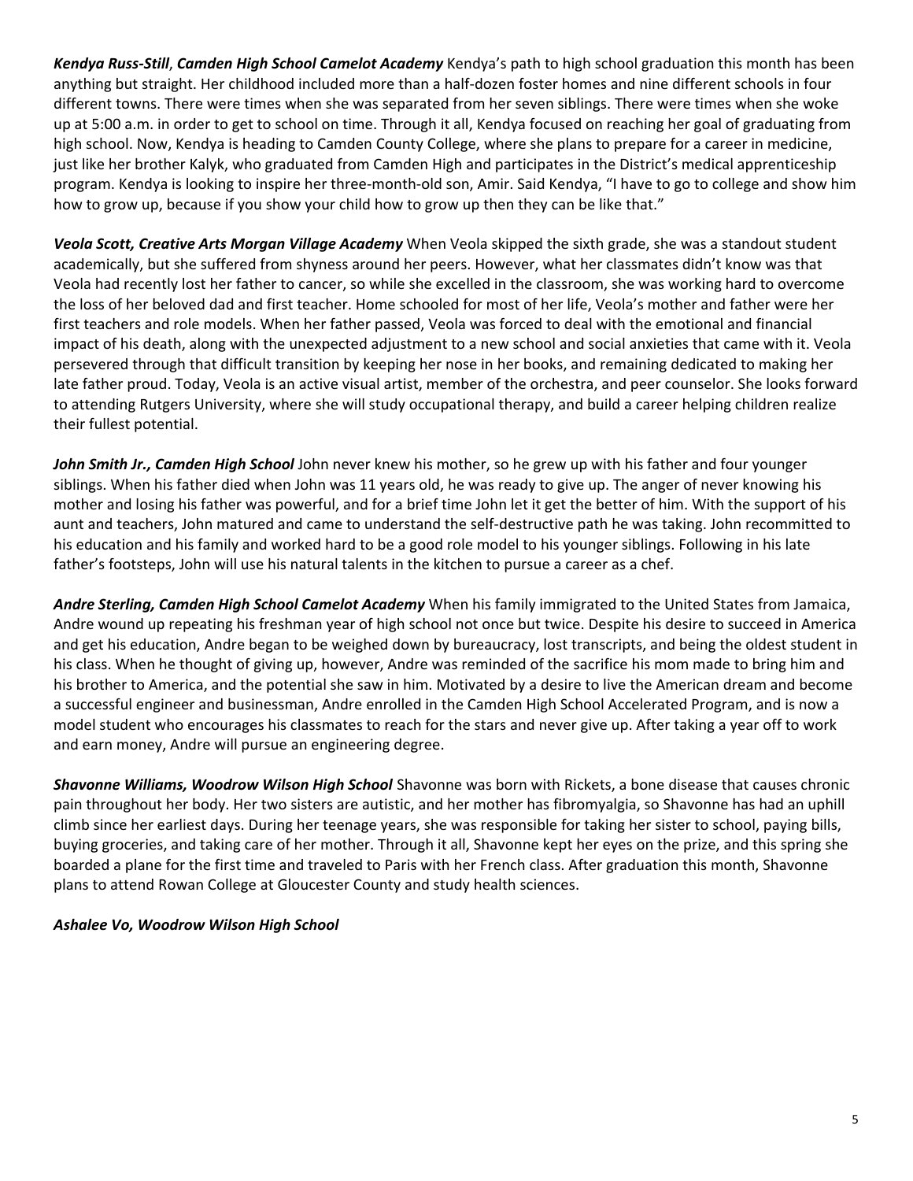***Kendya Russ-Still*, *Camden High School Camelot Academy*** Kendya's path to high school graduation this month has been anything but straight. Her childhood included more than a half-dozen foster homes and nine different schools in four different towns. There were times when she was separated from her seven siblings. There were times when she woke up at 5:00 a.m. in order to get to school on time. Through it all, Kendya focused on reaching her goal of graduating from high school. Now, Kendya is heading to Camden County College, where she plans to prepare for a career in medicine, just like her brother Kalyk, who graduated from Camden High and participates in the District's medical apprenticeship program. Kendya is looking to inspire her three-month-old son, Amir. Said Kendya, "I have to go to college and show him how to grow up, because if you show your child how to grow up then they can be like that."

***Veola Scott, Creative Arts Morgan Village Academy*** When Veola skipped the sixth grade, she was a standout student academically, but she suffered from shyness around her peers. However, what her classmates didn't know was that Veola had recently lost her father to cancer, so while she excelled in the classroom, she was working hard to overcome the loss of her beloved dad and first teacher. Home schooled for most of her life, Veola's mother and father were her first teachers and role models. When her father passed, Veola was forced to deal with the emotional and financial impact of his death, along with the unexpected adjustment to a new school and social anxieties that came with it. Veola persevered through that difficult transition by keeping her nose in her books, and remaining dedicated to making her late father proud. Today, Veola is an active visual artist, member of the orchestra, and peer counselor. She looks forward to attending Rutgers University, where she will study occupational therapy, and build a career helping children realize their fullest potential.

***John Smith Jr., Camden High School*** John never knew his mother, so he grew up with his father and four younger siblings. When his father died when John was 11 years old, he was ready to give up. The anger of never knowing his mother and losing his father was powerful, and for a brief time John let it get the better of him. With the support of his aunt and teachers, John matured and came to understand the self-destructive path he was taking. John recommitted to his education and his family and worked hard to be a good role model to his younger siblings. Following in his late father's footsteps, John will use his natural talents in the kitchen to pursue a career as a chef.

***Andre Sterling, Camden High School Camelot Academy*** When his family immigrated to the United States from Jamaica, Andre wound up repeating his freshman year of high school not once but twice. Despite his desire to succeed in America and get his education, Andre began to be weighed down by bureaucracy, lost transcripts, and being the oldest student in his class. When he thought of giving up, however, Andre was reminded of the sacrifice his mom made to bring him and his brother to America, and the potential she saw in him. Motivated by a desire to live the American dream and become a successful engineer and businessman, Andre enrolled in the Camden High School Accelerated Program, and is now a model student who encourages his classmates to reach for the stars and never give up. After taking a year off to work and earn money, Andre will pursue an engineering degree.

***Shavonne Williams, Woodrow Wilson High School*** Shavonne was born with Rickets, a bone disease that causes chronic pain throughout her body. Her two sisters are autistic, and her mother has fibromyalgia, so Shavonne has had an uphill climb since her earliest days. During her teenage years, she was responsible for taking her sister to school, paying bills, buying groceries, and taking care of her mother. Through it all, Shavonne kept her eyes on the prize, and this spring she boarded a plane for the first time and traveled to Paris with her French class. After graduation this month, Shavonne plans to attend Rowan College at Gloucester County and study health sciences.

***Ashalee Vo, Woodrow Wilson High School***